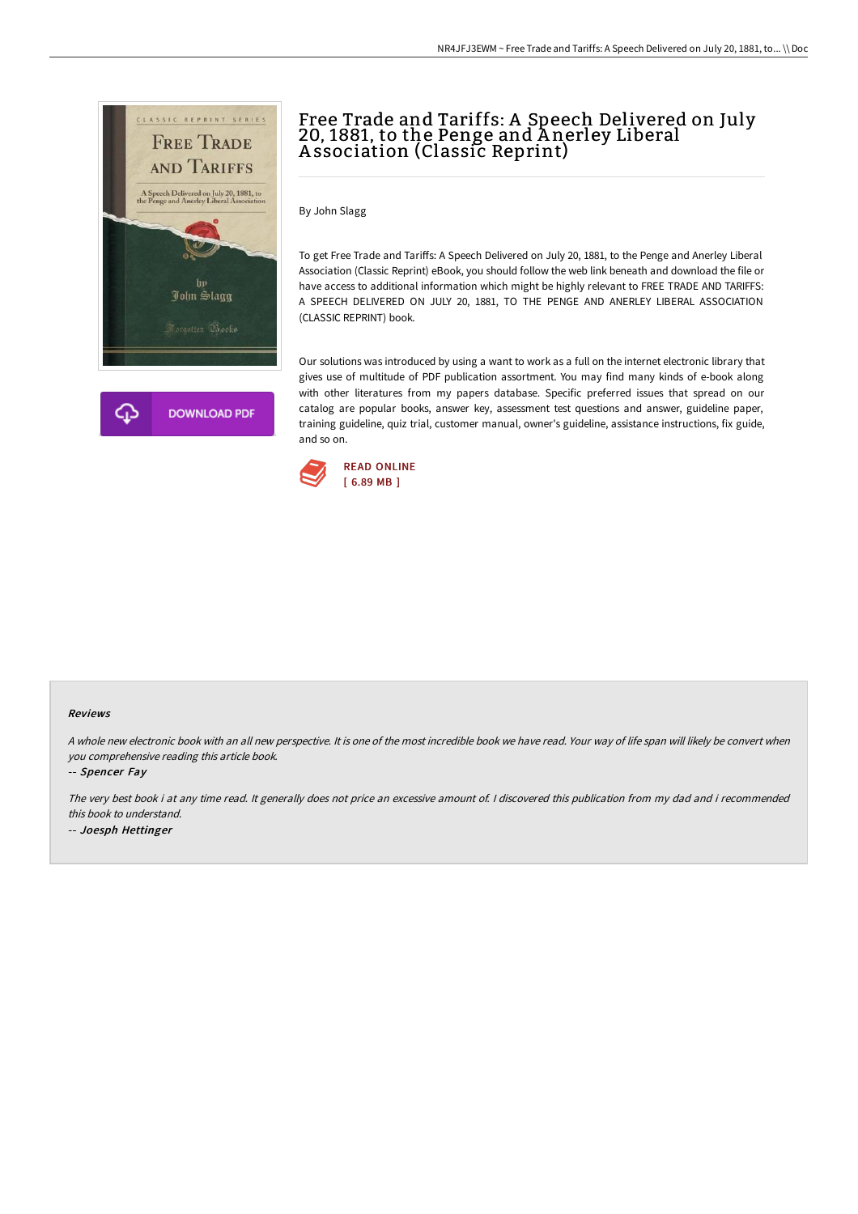# Free Trade and Tariffs: A Speech Delivered on July 20, 1881, to the Penge and Anerley Liberal Association (Classic Reprint)

By John Slagg

To get Free Trade and Tariffs: A Speech Delivered on July 20, 1881, to the Penge and Anerley Liberal Association (Classic Reprint) eBook, you should follow the web link beneath and download the file or have access to additional information which might be highly relevant to FREE TRADE AND TARIFFS: A SPEECH DELIVERED ON JULY 20, 1881, TO THE PENGE AND ANERLEY LIBERAL ASSOCIATION (CLASSIC REPRINT) book.

Our solutions was introduced by using a want to work as a full on the internet electronic library that gives use of multitude of PDF publication assortment. You may find many kinds of e-book along with other literatures from my papers database. Specific preferred issues that spread on our catalog are popular books, answer key, assessment test questions and answer, guideline paper, training guideline, quiz trial, customer manual, owner's guideline, assistance instructions, fix guide, and so on.

DOWNLOAD PDF

READ ONLINE
[ 6.89 MB ]

### Reviews

*A whole new electronic book with an all new perspective. It is one of the most incredible book we have read. Your way of life span will likely be convert when you comprehensive reading this article book.*

-- *Spencer Fay*

*The very best book i at any time read. It generally does not price an excessive amount of. I discovered this publication from my dad and i recommended this book to understand.*

-- *Joesph Hettinger*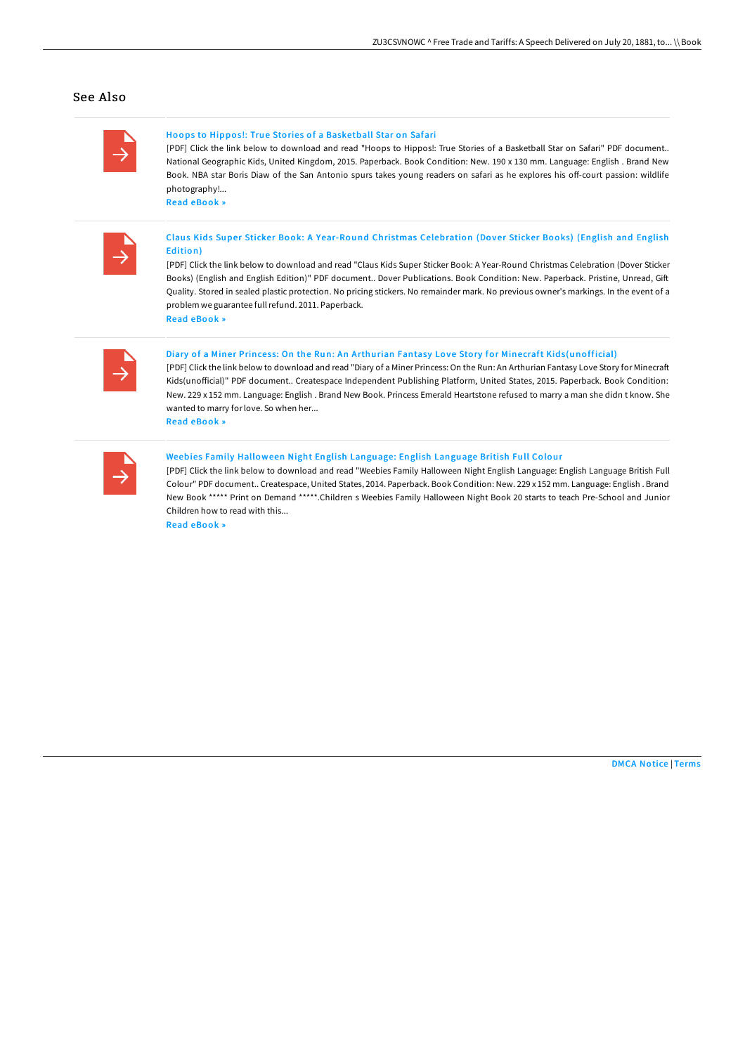## See Also

### Hoops to Hippos!: True Stories of a Basketball Star on Safari

[PDF] Click the link below to download and read "Hoops to Hippos!: True Stories of a Basketball Star on Safari" PDF document.. National Geographic Kids, United Kingdom, 2015. Paperback. Book Condition: New. 190 x 130 mm. Language: English . Brand New Book. NBA star Boris Diaw of the San Antonio spurs takes young readers on safari as he explores his off-court passion: wildlife photography!...

Read eBook »

### Claus Kids Super Sticker Book: A Year-Round Christmas Celebration (Dover Sticker Books) (English and English Edition)

[PDF] Click the link below to download and read "Claus Kids Super Sticker Book: A Year-Round Christmas Celebration (Dover Sticker Books) (English and English Edition)" PDF document.. Dover Publications. Book Condition: New. Paperback. Pristine, Unread, Gift Quality. Stored in sealed plastic protection. No pricing stickers. No remainder mark. No previous owner's markings. In the event of a problem we guarantee full refund. 2011. Paperback.

Read eBook »

### Diary of a Miner Princess: On the Run: An Arthurian Fantasy Love Story for Minecraft Kids(unofficial)

[PDF] Click the link below to download and read "Diary of a Miner Princess: On the Run: An Arthurian Fantasy Love Story for Minecraft Kids(unofficial)" PDF document.. Createspace Independent Publishing Platform, United States, 2015. Paperback. Book Condition: New. 229 x 152 mm. Language: English . Brand New Book. Princess Emerald Heartstone refused to marry a man she didn t know. She wanted to marry for love. So when her...

Read eBook »

### Weebies Family Halloween Night English Language: English Language British Full Colour

[PDF] Click the link below to download and read "Weebies Family Halloween Night English Language: English Language British Full Colour" PDF document.. Createspace, United States, 2014. Paperback. Book Condition: New. 229 x 152 mm. Language: English . Brand New Book ***** Print on Demand *****.Children s Weebies Family Halloween Night Book 20 starts to teach Pre-School and Junior Children how to read with this...

Read eBook »